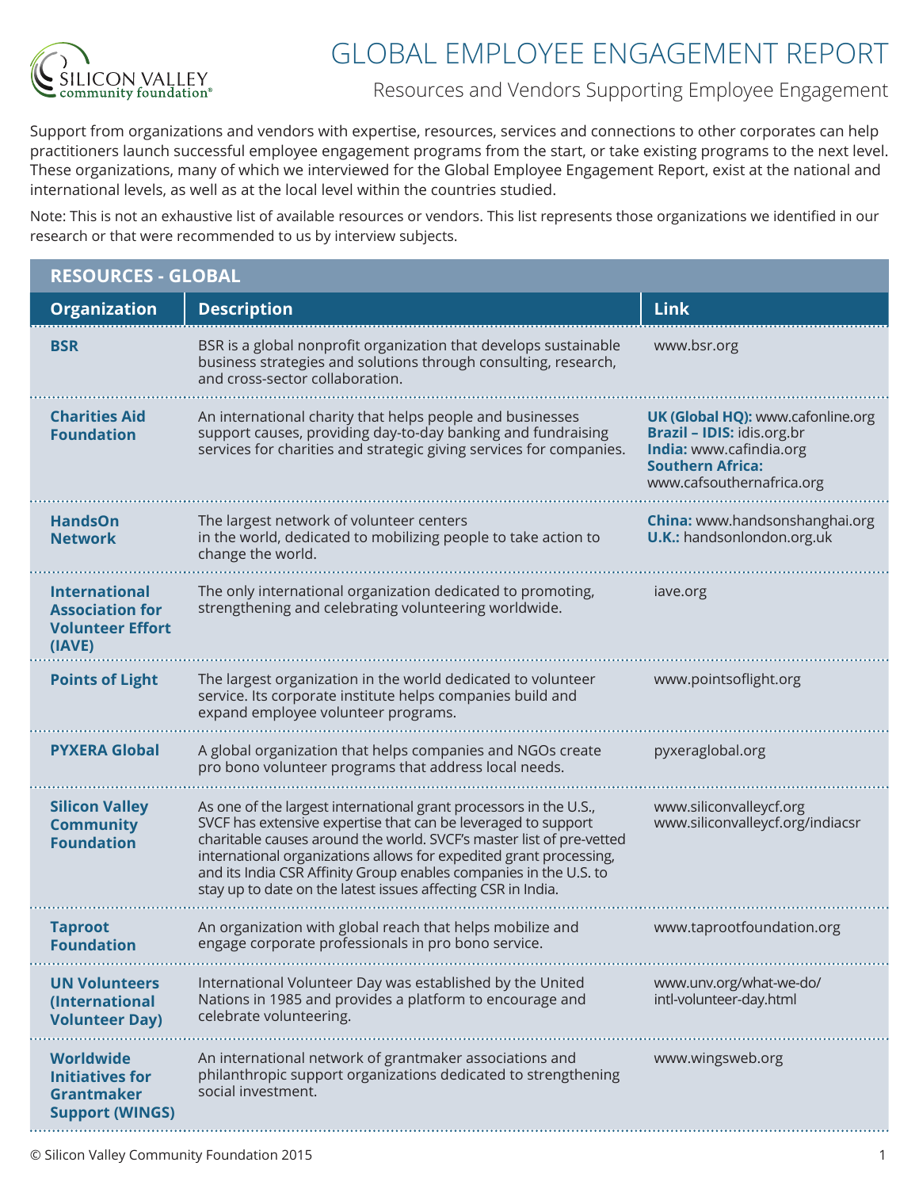# GLOBAL EMPLOYEE ENGAGEMENT REPORT

## Resources and Vendors Supporting Employee Engagement

Support from organizations and vendors with expertise, resources, services and connections to other corporates can help practitioners launch successful employee engagement programs from the start, or take existing programs to the next level. These organizations, many of which we interviewed for the Global Employee Engagement Report, exist at the national and international levels, as well as at the local level within the countries studied.

Note: This is not an exhaustive list of available resources or vendors. This list represents those organizations we identified in our research or that were recommended to us by interview subjects.

### RESOURCES - GLOBAL

| Organization | Description | Link |
|---|---|---|
| **BSR** | BSR is a global nonprofit organization that develops sustainable business strategies and solutions through consulting, research, and cross-sector collaboration. | www.bsr.org |
| **Charities Aid Foundation** | An international charity that helps people and businesses support causes, providing day-to-day banking and fundraising services for charities and strategic giving services for companies. | **UK (Global HQ):** www.cafonline.org<br>**Brazil – IDIS:** idis.org.br<br>**India:** www.cafindia.org<br>**Southern Africa:** www.cafsouthernafrica.org |
| **HandsOn Network** | The largest network of volunteer centers in the world, dedicated to mobilizing people to take action to change the world. | **China:** www.handsonshanghai.org<br>**U.K.:** handsonlondon.org.uk |
| **International Association for Volunteer Effort (IAVE)** | The only international organization dedicated to promoting, strengthening and celebrating volunteering worldwide. | iave.org |
| **Points of Light** | The largest organization in the world dedicated to volunteer service. Its corporate institute helps companies build and expand employee volunteer programs. | www.pointsoflight.org |
| **PYXERA Global** | A global organization that helps companies and NGOs create pro bono volunteer programs that address local needs. | pyxeraglobal.org |
| **Silicon Valley Community Foundation** | As one of the largest international grant processors in the U.S., SVCF has extensive expertise that can be leveraged to support charitable causes around the world. SVCF's master list of pre-vetted international organizations allows for expedited grant processing, and its India CSR Affinity Group enables companies in the U.S. to stay up to date on the latest issues affecting CSR in India. | www.siliconvalleycf.org<br>www.siliconvalleycf.org/indiacsr |
| **Taproot Foundation** | An organization with global reach that helps mobilize and engage corporate professionals in pro bono service. | www.taprootfoundation.org |
| **UN Volunteers (International Volunteer Day)** | International Volunteer Day was established by the United Nations in 1985 and provides a platform to encourage and celebrate volunteering. | www.unv.org/what-we-do/intl-volunteer-day.html |
| **Worldwide Initiatives for Grantmaker Support (WINGS)** | An international network of grantmaker associations and philanthropic support organizations dedicated to strengthening social investment. | www.wingsweb.org |

© Silicon Valley Community Foundation 2015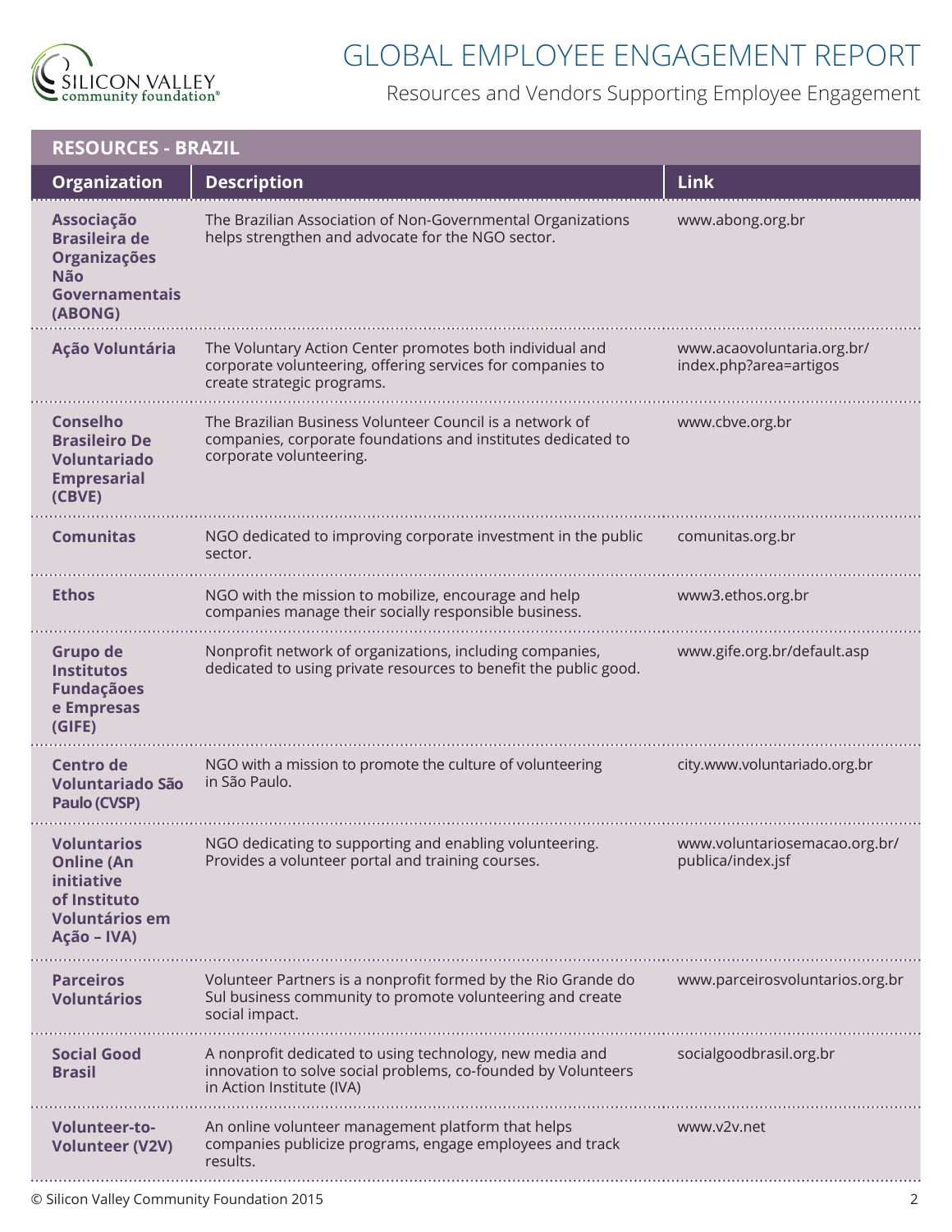# GLOBAL EMPLOYEE ENGAGEMENT REPORT

Resources and Vendors Supporting Employee Engagement

## RESOURCES - BRAZIL

| Organization | Description | Link |
|---|---|---|
| **Associação Brasileira de Organizações Não Governamentais (ABONG)** | The Brazilian Association of Non-Governmental Organizations helps strengthen and advocate for the NGO sector. | www.abong.org.br |
| **Ação Voluntária** | The Voluntary Action Center promotes both individual and corporate volunteering, offering services for companies to create strategic programs. | www.acaovoluntaria.org.br/index.php?area=artigos |
| **Conselho Brasileiro De Voluntariado Empresarial (CBVE)** | The Brazilian Business Volunteer Council is a network of companies, corporate foundations and institutes dedicated to corporate volunteering. | www.cbve.org.br |
| **Comunitas** | NGO dedicated to improving corporate investment in the public sector. | comunitas.org.br |
| **Ethos** | NGO with the mission to mobilize, encourage and help companies manage their socially responsible business. | www3.ethos.org.br |
| **Grupo de Institutos Fundaçãoes e Empresas (GIFE)** | Nonprofit network of organizations, including companies, dedicated to using private resources to benefit the public good. | www.gife.org.br/default.asp |
| **Centro de Voluntariado São Paulo (CVSP)** | NGO with a mission to promote the culture of volunteering in São Paulo. | city.www.voluntariado.org.br |
| **Voluntarios Online (An initiative of Instituto Voluntários em Ação – IVA)** | NGO dedicating to supporting and enabling volunteering. Provides a volunteer portal and training courses. | www.voluntariosemacao.org.br/publica/index.jsf |
| **Parceiros Voluntários** | Volunteer Partners is a nonprofit formed by the Rio Grande do Sul business community to promote volunteering and create social impact. | www.parceirosvoluntarios.org.br |
| **Social Good Brasil** | A nonprofit dedicated to using technology, new media and innovation to solve social problems, co-founded by Volunteers in Action Institute (IVA) | socialgoodbrasil.org.br |
| **Volunteer-to-Volunteer (V2V)** | An online volunteer management platform that helps companies publicize programs, engage employees and track results. | www.v2v.net |

© Silicon Valley Community Foundation 2015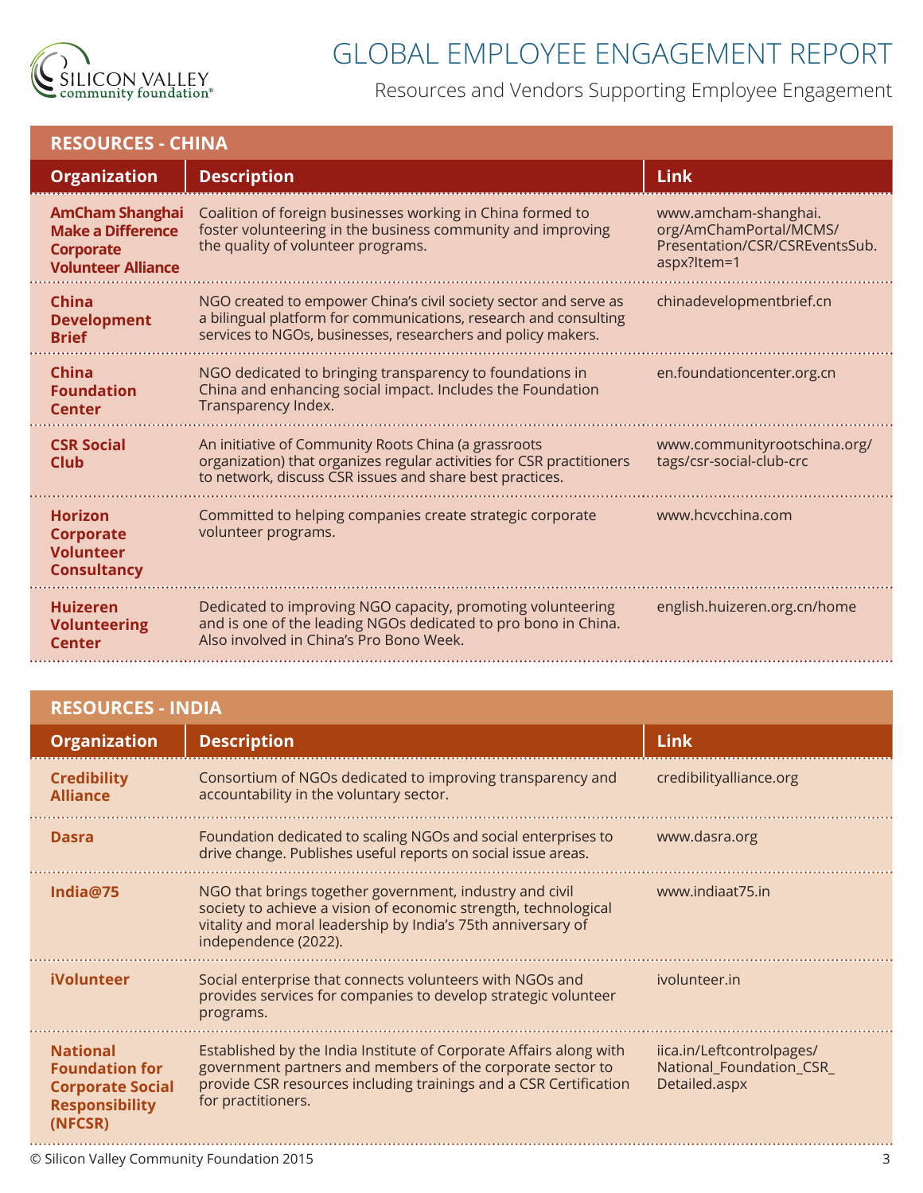# GLOBAL EMPLOYEE ENGAGEMENT REPORT

Resources and Vendors Supporting Employee Engagement

## RESOURCES - CHINA

| Organization | Description | Link |
|---|---|---|
| **AmCham Shanghai Make a Difference Corporate Volunteer Alliance** | Coalition of foreign businesses working in China formed to foster volunteering in the business community and improving the quality of volunteer programs. | www.amcham-shanghai.org/AmChamPortal/MCMS/Presentation/CSR/CSREventsSub.aspx?Item=1 |
| **China Development Brief** | NGO created to empower China's civil society sector and serve as a bilingual platform for communications, research and consulting services to NGOs, businesses, researchers and policy makers. | chinadevelopmentbrief.cn |
| **China Foundation Center** | NGO dedicated to bringing transparency to foundations in China and enhancing social impact. Includes the Foundation Transparency Index. | en.foundationcenter.org.cn |
| **CSR Social Club** | An initiative of Community Roots China (a grassroots organization) that organizes regular activities for CSR practitioners to network, discuss CSR issues and share best practices. | www.communityrootschina.org/tags/csr-social-club-crc |
| **Horizon Corporate Volunteer Consultancy** | Committed to helping companies create strategic corporate volunteer programs. | www.hcvcchina.com |
| **Huizeren Volunteering Center** | Dedicated to improving NGO capacity, promoting volunteering and is one of the leading NGOs dedicated to pro bono in China. Also involved in China's Pro Bono Week. | english.huizeren.org.cn/home |

## RESOURCES - INDIA

| Organization | Description | Link |
|---|---|---|
| **Credibility Alliance** | Consortium of NGOs dedicated to improving transparency and accountability in the voluntary sector. | credibilityalliance.org |
| **Dasra** | Foundation dedicated to scaling NGOs and social enterprises to drive change. Publishes useful reports on social issue areas. | www.dasra.org |
| **India@75** | NGO that brings together government, industry and civil society to achieve a vision of economic strength, technological vitality and moral leadership by India's 75th anniversary of independence (2022). | www.indiaat75.in |
| **iVolunteer** | Social enterprise that connects volunteers with NGOs and provides services for companies to develop strategic volunteer programs. | ivolunteer.in |
| **National Foundation for Corporate Social Responsibility (NFCSR)** | Established by the India Institute of Corporate Affairs along with government partners and members of the corporate sector to provide CSR resources including trainings and a CSR Certification for practitioners. | iica.in/Leftcontrolpages/National_Foundation_CSR_Detailed.aspx |

© Silicon Valley Community Foundation 2015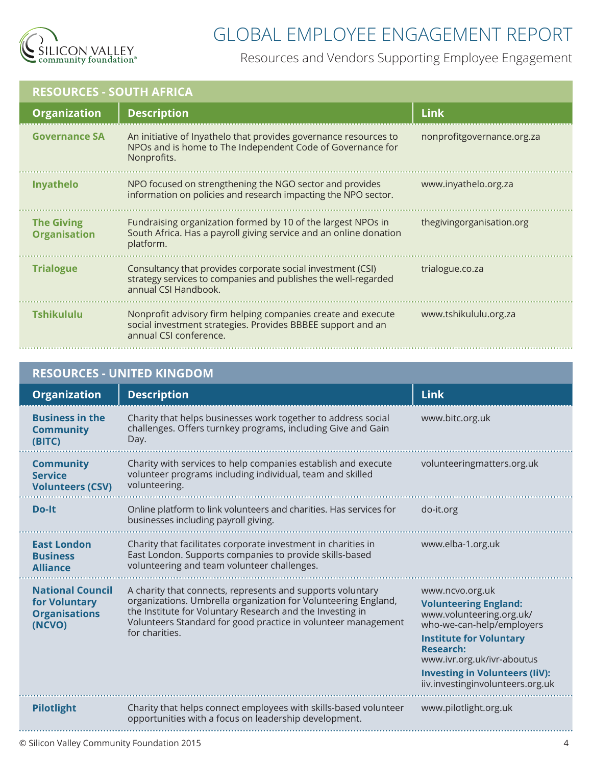# GLOBAL EMPLOYEE ENGAGEMENT REPORT

Resources and Vendors Supporting Employee Engagement

## RESOURCES - SOUTH AFRICA

| Organization | Description | Link |
|---|---|---|
| **Governance SA** | An initiative of Inyathelo that provides governance resources to NPOs and is home to The Independent Code of Governance for Nonprofits. | nonprofitgovernance.org.za |
| **Inyathelo** | NPO focused on strengthening the NGO sector and provides information on policies and research impacting the NPO sector. | www.inyathelo.org.za |
| **The Giving Organisation** | Fundraising organization formed by 10 of the largest NPOs in South Africa. Has a payroll giving service and an online donation platform. | thegivingorganisation.org |
| **Trialogue** | Consultancy that provides corporate social investment (CSI) strategy services to companies and publishes the well-regarded annual CSI Handbook. | trialogue.co.za |
| **Tshikululu** | Nonprofit advisory firm helping companies create and execute social investment strategies. Provides BBBEE support and an annual CSI conference. | www.tshikululu.org.za |

## RESOURCES - UNITED KINGDOM

| Organization | Description | Link |
|---|---|---|
| **Business in the Community (BITC)** | Charity that helps businesses work together to address social challenges. Offers turnkey programs, including Give and Gain Day. | www.bitc.org.uk |
| **Community Service Volunteers (CSV)** | Charity with services to help companies establish and execute volunteer programs including individual, team and skilled volunteering. | volunteeringmatters.org.uk |
| **Do-It** | Online platform to link volunteers and charities. Has services for businesses including payroll giving. | do-it.org |
| **East London Business Alliance** | Charity that facilitates corporate investment in charities in East London. Supports companies to provide skills-based volunteering and team volunteer challenges. | www.elba-1.org.uk |
| **National Council for Voluntary Organisations (NCVO)** | A charity that connects, represents and supports voluntary organizations. Umbrella organization for Volunteering England, the Institute for Voluntary Research and the Investing in Volunteers Standard for good practice in volunteer management for charities. | www.ncvo.org.uk<br>**Volunteering England:** www.volunteering.org.uk/who-we-can-help/employers<br>**Institute for Voluntary Research:** www.ivr.org.uk/ivr-aboutus<br>**Investing in Volunteers (IiV):** iiv.investinginvolunteers.org.uk |
| **Pilotlight** | Charity that helps connect employees with skills-based volunteer opportunities with a focus on leadership development. | www.pilotlight.org.uk |

© Silicon Valley Community Foundation 2015